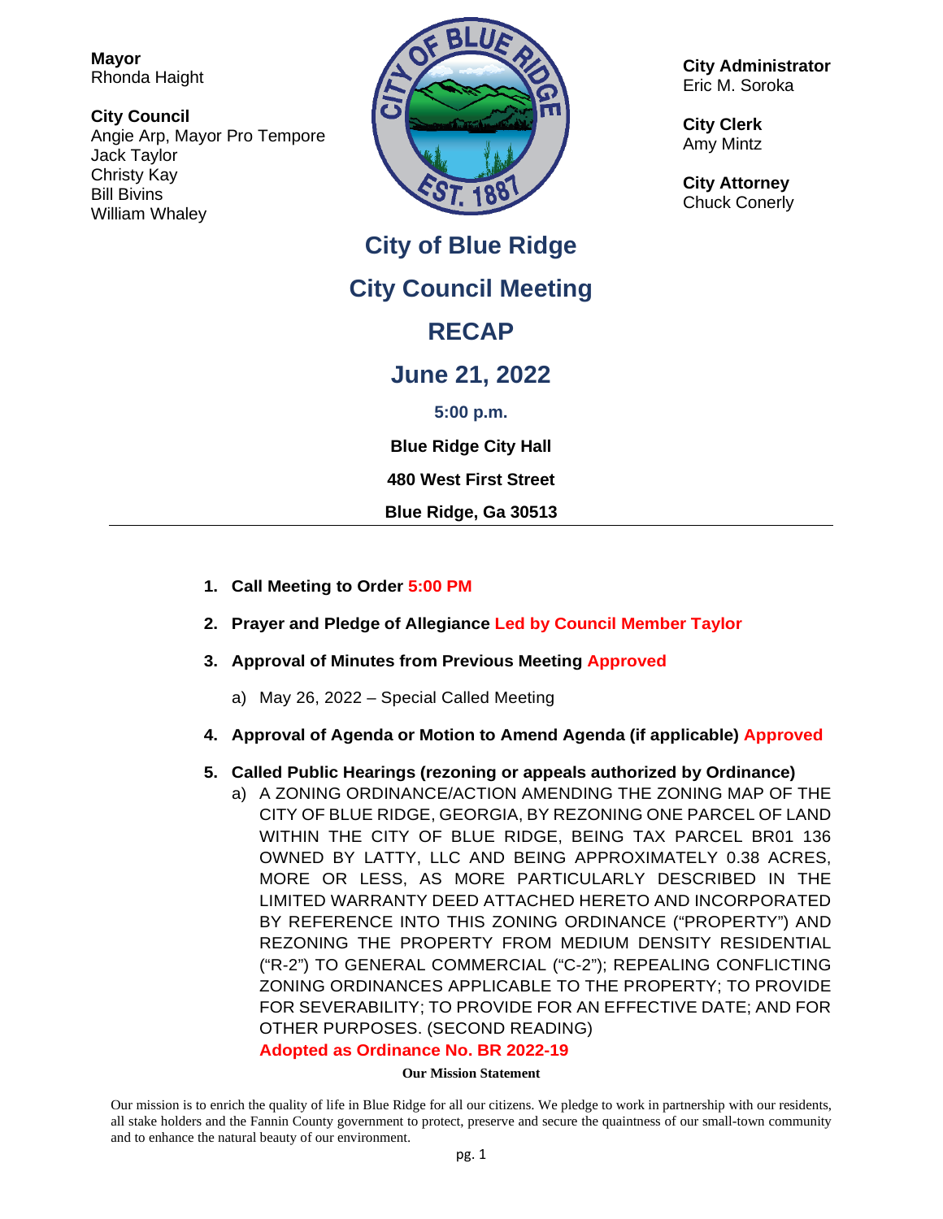**Mayor**
Rhonda Haight

**City Council**
Angie Arp, Mayor Pro Tempore
Jack Taylor
Christy Kay
Bill Bivins
William Whaley

**City Administrator**
Eric M. Soroka

**City Clerk**
Amy Mintz

**City Attorney**
Chuck Conerly

# City of Blue Ridge

## City Council Meeting

## RECAP

## June 21, 2022

**5:00 p.m.**

**Blue Ridge City Hall**

**480 West First Street**

**Blue Ridge, Ga 30513**

---

1. **Call Meeting to Order** **5:00 PM**
2. **Prayer and Pledge of Allegiance** **Led by Council Member Taylor**
3. **Approval of Minutes from Previous Meeting** **Approved**
   a) May 26, 2022 – Special Called Meeting
4. **Approval of Agenda or Motion to Amend Agenda (if applicable)** **Approved**
5. **Called Public Hearings (rezoning or appeals authorized by Ordinance)**
   a) A ZONING ORDINANCE/ACTION AMENDING THE ZONING MAP OF THE CITY OF BLUE RIDGE, GEORGIA, BY REZONING ONE PARCEL OF LAND WITHIN THE CITY OF BLUE RIDGE, BEING TAX PARCEL BR01 136 OWNED BY LATTY, LLC AND BEING APPROXIMATELY 0.38 ACRES, MORE OR LESS, AS MORE PARTICULARLY DESCRIBED IN THE LIMITED WARRANTY DEED ATTACHED HERETO AND INCORPORATED BY REFERENCE INTO THIS ZONING ORDINANCE ("PROPERTY") AND REZONING THE PROPERTY FROM MEDIUM DENSITY RESIDENTIAL ("R-2") TO GENERAL COMMERCIAL ("C-2"); REPEALING CONFLICTING ZONING ORDINANCES APPLICABLE TO THE PROPERTY; TO PROVIDE FOR SEVERABILITY; TO PROVIDE FOR AN EFFECTIVE DATE; AND FOR OTHER PURPOSES. (SECOND READING)
   **Adopted as Ordinance No. BR 2022-19**

**Our Mission Statement**

Our mission is to enrich the quality of life in Blue Ridge for all our citizens. We pledge to work in partnership with our residents, all stake holders and the Fannin County government to protect, preserve and secure the quaintness of our small-town community and to enhance the natural beauty of our environment.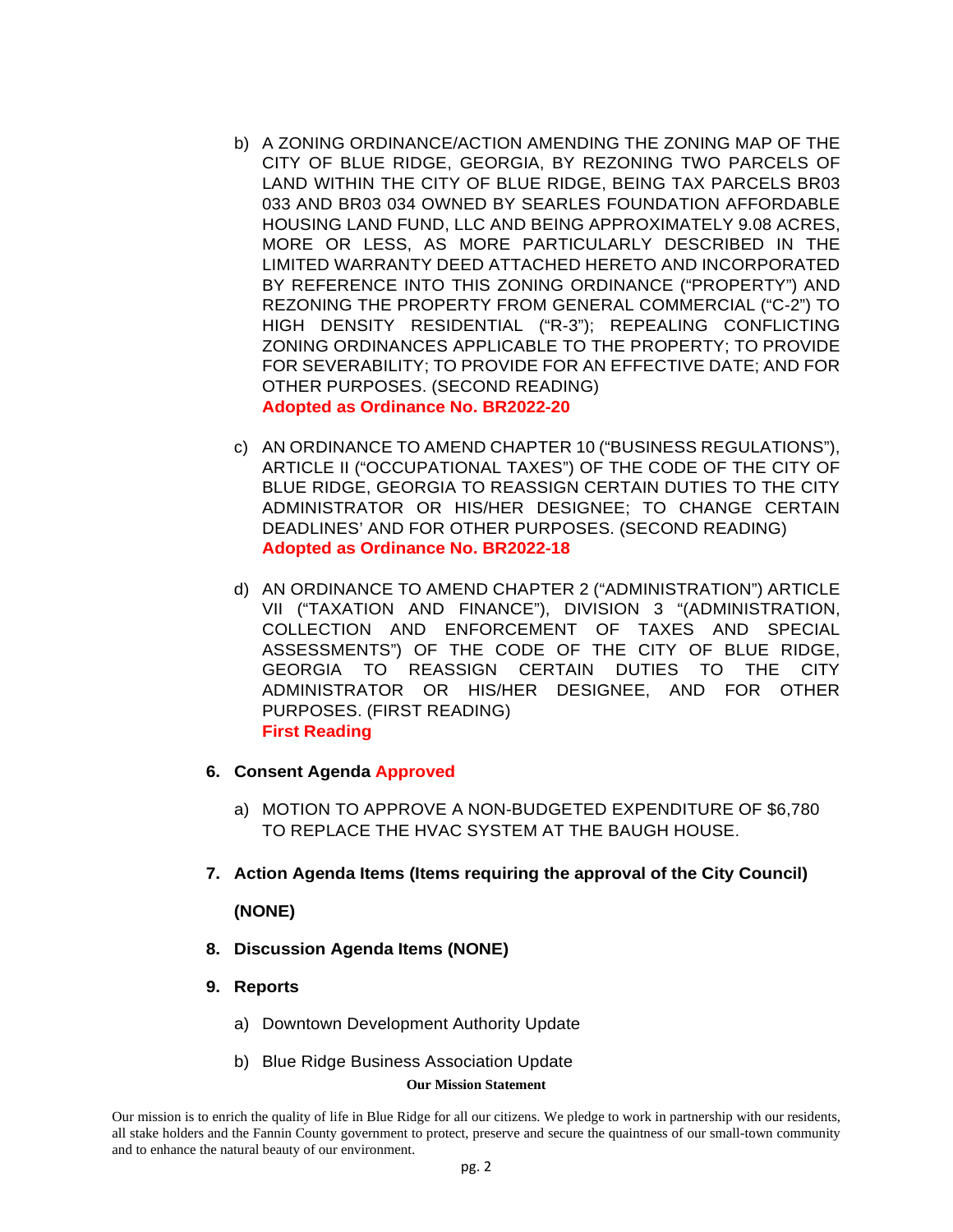b) A ZONING ORDINANCE/ACTION AMENDING THE ZONING MAP OF THE CITY OF BLUE RIDGE, GEORGIA, BY REZONING TWO PARCELS OF LAND WITHIN THE CITY OF BLUE RIDGE, BEING TAX PARCELS BR03 033 AND BR03 034 OWNED BY SEARLES FOUNDATION AFFORDABLE HOUSING LAND FUND, LLC AND BEING APPROXIMATELY 9.08 ACRES, MORE OR LESS, AS MORE PARTICULARLY DESCRIBED IN THE LIMITED WARRANTY DEED ATTACHED HERETO AND INCORPORATED BY REFERENCE INTO THIS ZONING ORDINANCE ("PROPERTY") AND REZONING THE PROPERTY FROM GENERAL COMMERCIAL ("C-2") TO HIGH DENSITY RESIDENTIAL ("R-3"); REPEALING CONFLICTING ZONING ORDINANCES APPLICABLE TO THE PROPERTY; TO PROVIDE FOR SEVERABILITY; TO PROVIDE FOR AN EFFECTIVE DATE; AND FOR OTHER PURPOSES. (SECOND READING)
**Adopted as Ordinance No. BR2022-20**

c) AN ORDINANCE TO AMEND CHAPTER 10 ("BUSINESS REGULATIONS"), ARTICLE II ("OCCUPATIONAL TAXES") OF THE CODE OF THE CITY OF BLUE RIDGE, GEORGIA TO REASSIGN CERTAIN DUTIES TO THE CITY ADMINISTRATOR OR HIS/HER DESIGNEE; TO CHANGE CERTAIN DEADLINES' AND FOR OTHER PURPOSES. (SECOND READING)
**Adopted as Ordinance No. BR2022-18**

d) AN ORDINANCE TO AMEND CHAPTER 2 ("ADMINISTRATION") ARTICLE VII ("TAXATION AND FINANCE"), DIVISION 3 "(ADMINISTRATION, COLLECTION AND ENFORCEMENT OF TAXES AND SPECIAL ASSESSMENTS") OF THE CODE OF THE CITY OF BLUE RIDGE, GEORGIA TO REASSIGN CERTAIN DUTIES TO THE CITY ADMINISTRATOR OR HIS/HER DESIGNEE, AND FOR OTHER PURPOSES. (FIRST READING)
**First Reading**

**6. Consent Agenda Approved**

a) MOTION TO APPROVE A NON-BUDGETED EXPENDITURE OF $6,780 TO REPLACE THE HVAC SYSTEM AT THE BAUGH HOUSE.

**7. Action Agenda Items (Items requiring the approval of the City Council)**

**(NONE)**

**8. Discussion Agenda Items (NONE)**

**9. Reports**

a) Downtown Development Authority Update

b) Blue Ridge Business Association Update

**Our Mission Statement**

Our mission is to enrich the quality of life in Blue Ridge for all our citizens. We pledge to work in partnership with our residents, all stake holders and the Fannin County government to protect, preserve and secure the quaintness of our small-town community and to enhance the natural beauty of our environment.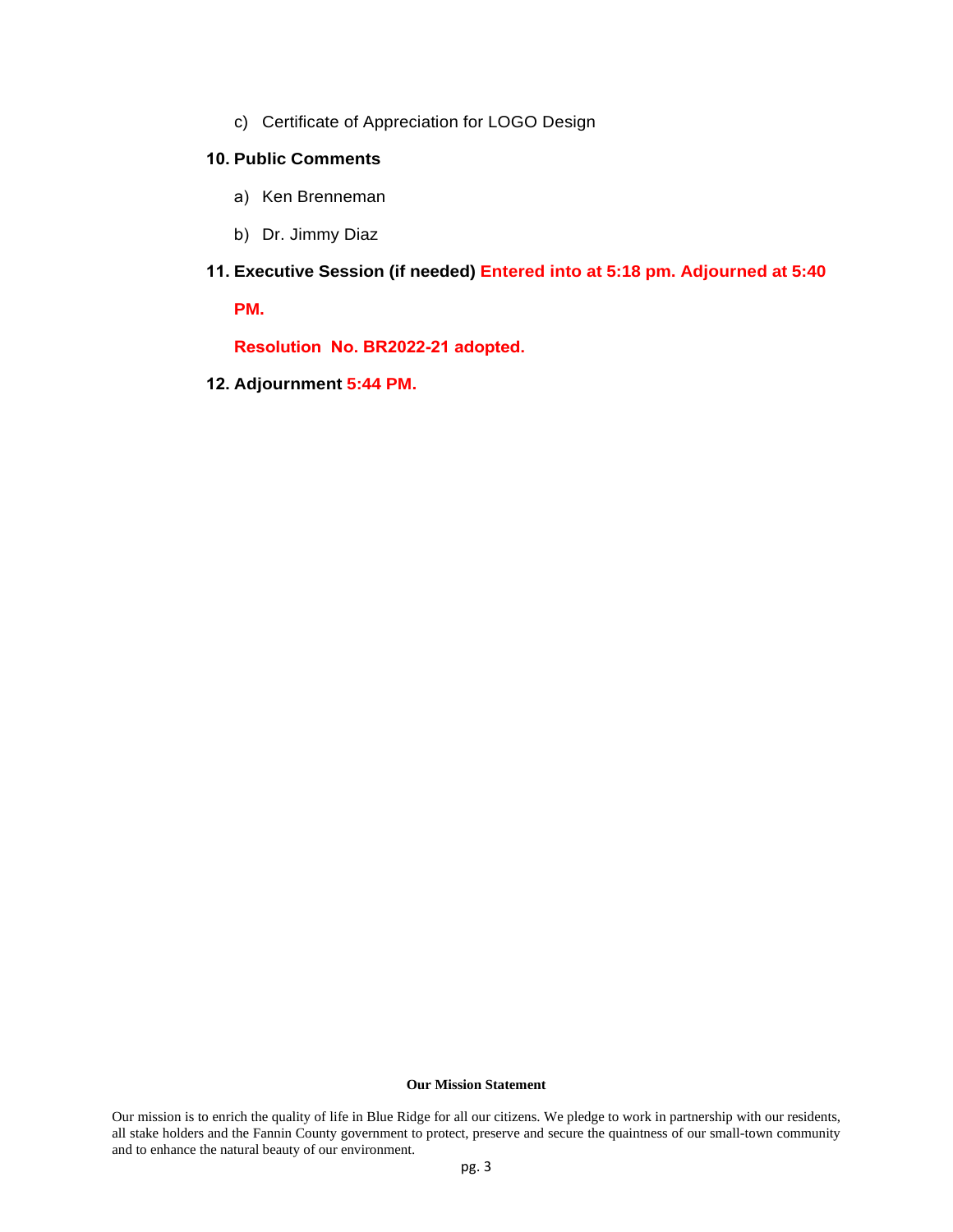c) Certificate of Appreciation for LOGO Design

**10. Public Comments**

a) Ken Brenneman

b) Dr. Jimmy Diaz

**11. Executive Session (if needed) Entered into at 5:18 pm. Adjourned at 5:40 PM.**

**Resolution No. BR2022-21 adopted.**

**12. Adjournment 5:44 PM.**

**Our Mission Statement**

Our mission is to enrich the quality of life in Blue Ridge for all our citizens. We pledge to work in partnership with our residents, all stake holders and the Fannin County government to protect, preserve and secure the quaintness of our small-town community and to enhance the natural beauty of our environment.